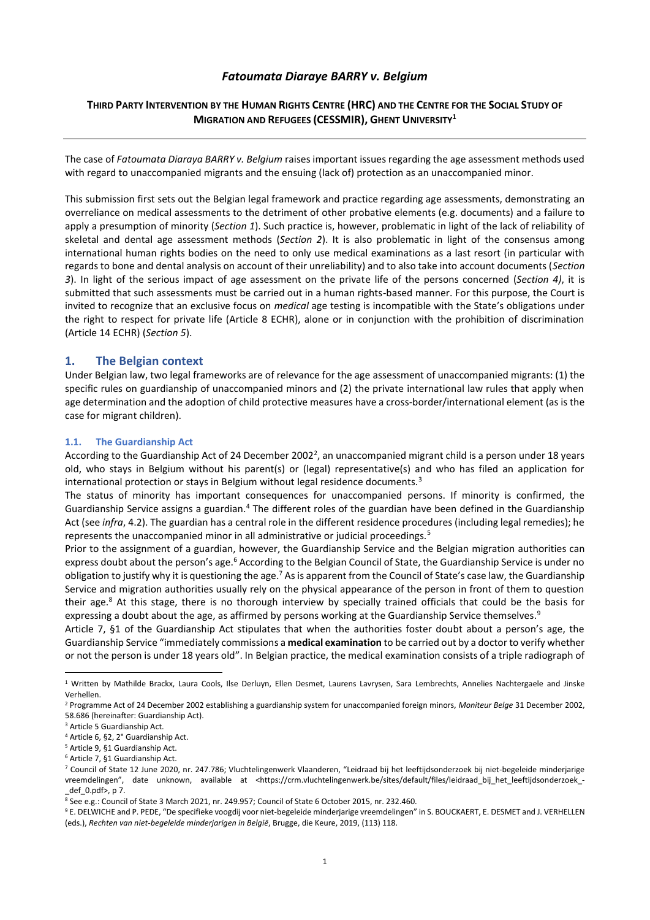# *Fatoumata Diaraye BARRY v. Belgium*

**THIRD PARTY INTERVENTION BY THE HUMAN RIGHTS CENTRE (HRC) AND THE CENTRE FOR THE SOCIAL STUDY OF MIGRATION AND REFUGEES (CESSMIR), GHENT UNIVERSITY[1]**

---

The case of *Fatoumata Diaraya BARRY v. Belgium* raises important issues regarding the age assessment methods used with regard to unaccompanied migrants and the ensuing (lack of) protection as an unaccompanied minor.

This submission first sets out the Belgian legal framework and practice regarding age assessments, demonstrating an overreliance on medical assessments to the detriment of other probative elements (e.g. documents) and a failure to apply a presumption of minority (*Section 1*). Such practice is, however, problematic in light of the lack of reliability of skeletal and dental age assessment methods (*Section 2*). It is also problematic in light of the consensus among international human rights bodies on the need to only use medical examinations as a last resort (in particular with regards to bone and dental analysis on account of their unreliability) and to also take into account documents (*Section 3*). In light of the serious impact of age assessment on the private life of the persons concerned (*Section 4)*, it is submitted that such assessments must be carried out in a human rights-based manner. For this purpose, the Court is invited to recognize that an exclusive focus on *medical* age testing is incompatible with the State's obligations under the right to respect for private life (Article 8 ECHR), alone or in conjunction with the prohibition of discrimination (Article 14 ECHR) (*Section 5*).

## 1. The Belgian context

Under Belgian law, two legal frameworks are of relevance for the age assessment of unaccompanied migrants: (1) the specific rules on guardianship of unaccompanied minors and (2) the private international law rules that apply when age determination and the adoption of child protective measures have a cross-border/international element (as is the case for migrant children).

### 1.1. The Guardianship Act

According to the Guardianship Act of 24 December 2002[2], an unaccompanied migrant child is a person under 18 years old, who stays in Belgium without his parent(s) or (legal) representative(s) and who has filed an application for international protection or stays in Belgium without legal residence documents.[3]

The status of minority has important consequences for unaccompanied persons. If minority is confirmed, the Guardianship Service assigns a guardian.[4] The different roles of the guardian have been defined in the Guardianship Act (see *infra*, 4.2). The guardian has a central role in the different residence procedures (including legal remedies); he represents the unaccompanied minor in all administrative or judicial proceedings.[5]

Prior to the assignment of a guardian, however, the Guardianship Service and the Belgian migration authorities can express doubt about the person's age.[6] According to the Belgian Council of State, the Guardianship Service is under no obligation to justify why it is questioning the age.[7] As is apparent from the Council of State's case law, the Guardianship Service and migration authorities usually rely on the physical appearance of the person in front of them to question their age.[8] At this stage, there is no thorough interview by specially trained officials that could be the basis for expressing a doubt about the age, as affirmed by persons working at the Guardianship Service themselves.[9]

Article 7, §1 of the Guardianship Act stipulates that when the authorities foster doubt about a person's age, the Guardianship Service "immediately commissions a **medical examination** to be carried out by a doctor to verify whether or not the person is under 18 years old". In Belgian practice, the medical examination consists of a triple radiograph of

---

[1] Written by Mathilde Brackx, Laura Cools, Ilse Derluyn, Ellen Desmet, Laurens Lavrysen, Sara Lembrechts, Annelies Nachtergaele and Jinske Verhellen.

[2] Programme Act of 24 December 2002 establishing a guardianship system for unaccompanied foreign minors, *Moniteur Belge* 31 December 2002, 58.686 (hereinafter: Guardianship Act).

[3] Article 5 Guardianship Act.

[4] Article 6, §2, 2° Guardianship Act.

[5] Article 9, §1 Guardianship Act.

[6] Article 7, §1 Guardianship Act.

[7] Council of State 12 June 2020, nr. 247.786; Vluchtelingenwerk Vlaanderen, "Leidraad bij het leeftijdsonderzoek bij niet-begeleide minderjarige vreemdelingen", date unknown, available at <https://crm.vluchtelingenwerk.be/sites/default/files/leidraad_bij_het_leeftijdsonderzoek_-_def_0.pdf>, p 7.

[8] See e.g.: Council of State 3 March 2021, nr. 249.957; Council of State 6 October 2015, nr. 232.460.

[9] E. DELWICHE and P. PEDE, "De specifieke voogdij voor niet-begeleide minderjarige vreemdelingen" in S. BOUCKAERT, E. DESMET and J. VERHELLEN (eds.), *Rechten van niet-begeleide minderjarigen in België*, Brugge, die Keure, 2019, (113) 118.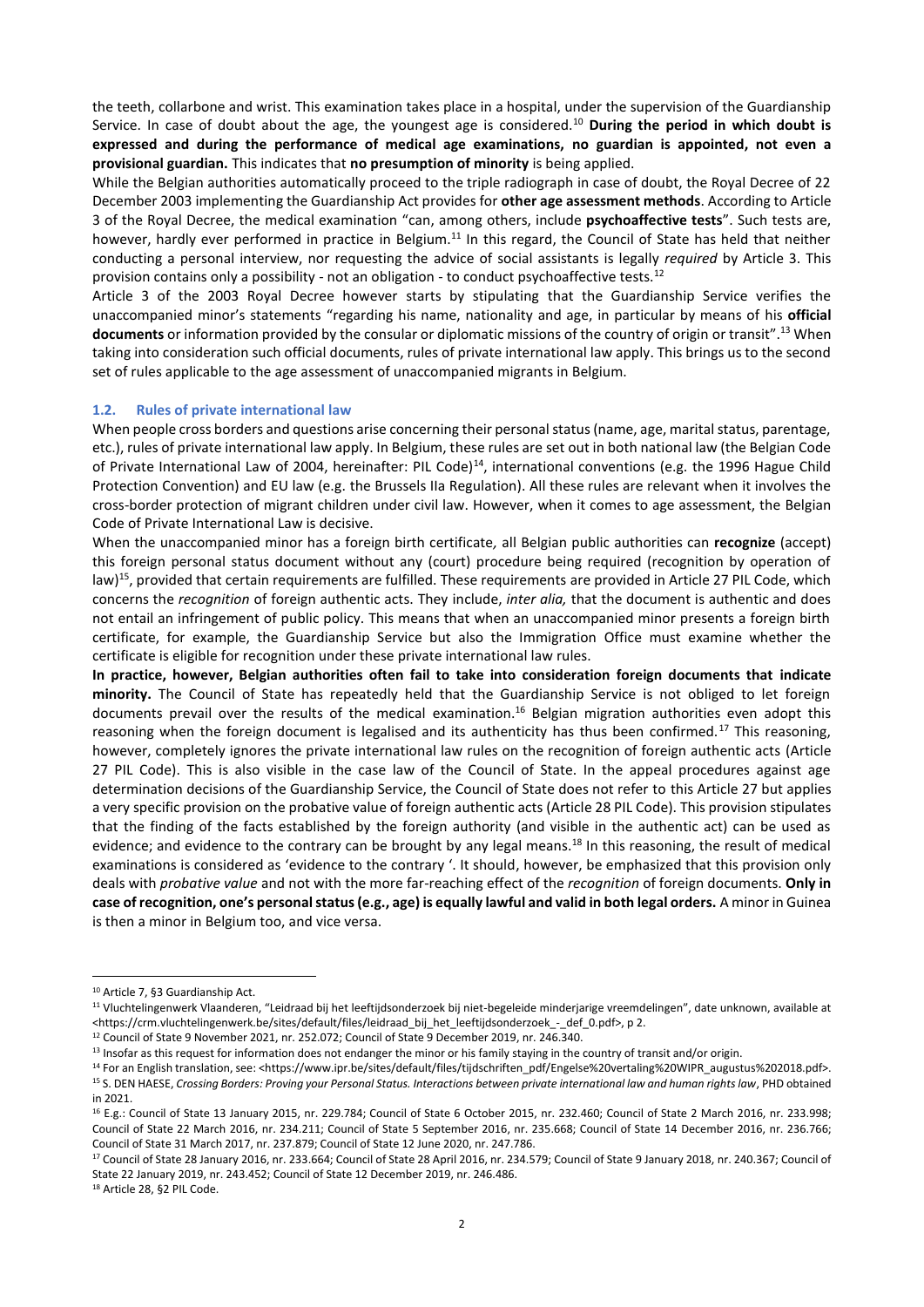the teeth, collarbone and wrist. This examination takes place in a hospital, under the supervision of the Guardianship Service. In case of doubt about the age, the youngest age is considered.[10] **During the period in which doubt is expressed and during the performance of medical age examinations, no guardian is appointed, not even a provisional guardian.** This indicates that **no presumption of minority** is being applied.

While the Belgian authorities automatically proceed to the triple radiograph in case of doubt, the Royal Decree of 22 December 2003 implementing the Guardianship Act provides for **other age assessment methods**. According to Article 3 of the Royal Decree, the medical examination "can, among others, include **psychoaffective tests**". Such tests are, however, hardly ever performed in practice in Belgium.[11] In this regard, the Council of State has held that neither conducting a personal interview, nor requesting the advice of social assistants is legally *required* by Article 3. This provision contains only a possibility - not an obligation - to conduct psychoaffective tests.[12]

Article 3 of the 2003 Royal Decree however starts by stipulating that the Guardianship Service verifies the unaccompanied minor's statements "regarding his name, nationality and age, in particular by means of his **official documents** or information provided by the consular or diplomatic missions of the country of origin or transit".[13] When taking into consideration such official documents, rules of private international law apply. This brings us to the second set of rules applicable to the age assessment of unaccompanied migrants in Belgium.

### 1.2. Rules of private international law

When people cross borders and questions arise concerning their personal status (name, age, marital status, parentage, etc.), rules of private international law apply. In Belgium, these rules are set out in both national law (the Belgian Code of Private International Law of 2004, hereinafter: PIL Code)[14], international conventions (e.g. the 1996 Hague Child Protection Convention) and EU law (e.g. the Brussels IIa Regulation). All these rules are relevant when it involves the cross-border protection of migrant children under civil law. However, when it comes to age assessment, the Belgian Code of Private International Law is decisive.

When the unaccompanied minor has a foreign birth certificate, all Belgian public authorities can **recognize** (accept) this foreign personal status document without any (court) procedure being required (recognition by operation of law)[15], provided that certain requirements are fulfilled. These requirements are provided in Article 27 PIL Code, which concerns the *recognition* of foreign authentic acts. They include, *inter alia,* that the document is authentic and does not entail an infringement of public policy. This means that when an unaccompanied minor presents a foreign birth certificate, for example, the Guardianship Service but also the Immigration Office must examine whether the certificate is eligible for recognition under these private international law rules.

**In practice, however, Belgian authorities often fail to take into consideration foreign documents that indicate minority.** The Council of State has repeatedly held that the Guardianship Service is not obliged to let foreign documents prevail over the results of the medical examination.[16] Belgian migration authorities even adopt this reasoning when the foreign document is legalised and its authenticity has thus been confirmed.[17] This reasoning, however, completely ignores the private international law rules on the recognition of foreign authentic acts (Article 27 PIL Code). This is also visible in the case law of the Council of State. In the appeal procedures against age determination decisions of the Guardianship Service, the Council of State does not refer to this Article 27 but applies a very specific provision on the probative value of foreign authentic acts (Article 28 PIL Code). This provision stipulates that the finding of the facts established by the foreign authority (and visible in the authentic act) can be used as evidence; and evidence to the contrary can be brought by any legal means.[18] In this reasoning, the result of medical examinations is considered as 'evidence to the contrary '. It should, however, be emphasized that this provision only deals with *probative value* and not with the more far-reaching effect of the *recognition* of foreign documents. **Only in case of recognition, one's personal status (e.g., age) is equally lawful and valid in both legal orders.** A minor in Guinea is then a minor in Belgium too, and vice versa.

---

[10] Article 7, §3 Guardianship Act.

[11] Vluchtelingenwerk Vlaanderen, "Leidraad bij het leeftijdsonderzoek bij niet-begeleide minderjarige vreemdelingen", date unknown, available at <https://crm.vluchtelingenwerk.be/sites/default/files/leidraad_bij_het_leeftijdsonderzoek_-_def_0.pdf>, p 2.

[12] Council of State 9 November 2021, nr. 252.072; Council of State 9 December 2019, nr. 246.340.

[13] Insofar as this request for information does not endanger the minor or his family staying in the country of transit and/or origin.

[14] For an English translation, see: <https://www.ipr.be/sites/default/files/tijdschriften_pdf/Engelse%20vertaling%20WIPR_augustus%202018.pdf>.

[15] S. DEN HAESE, *Crossing Borders: Proving your Personal Status. Interactions between private international law and human rights law*, PHD obtained in 2021.

[16] E.g.: Council of State 13 January 2015, nr. 229.784; Council of State 6 October 2015, nr. 232.460; Council of State 2 March 2016, nr. 233.998; Council of State 22 March 2016, nr. 234.211; Council of State 5 September 2016, nr. 235.668; Council of State 14 December 2016, nr. 236.766; Council of State 31 March 2017, nr. 237.879; Council of State 12 June 2020, nr. 247.786.

[17] Council of State 28 January 2016, nr. 233.664; Council of State 28 April 2016, nr. 234.579; Council of State 9 January 2018, nr. 240.367; Council of State 22 January 2019, nr. 243.452; Council of State 12 December 2019, nr. 246.486.

[18] Article 28, §2 PIL Code.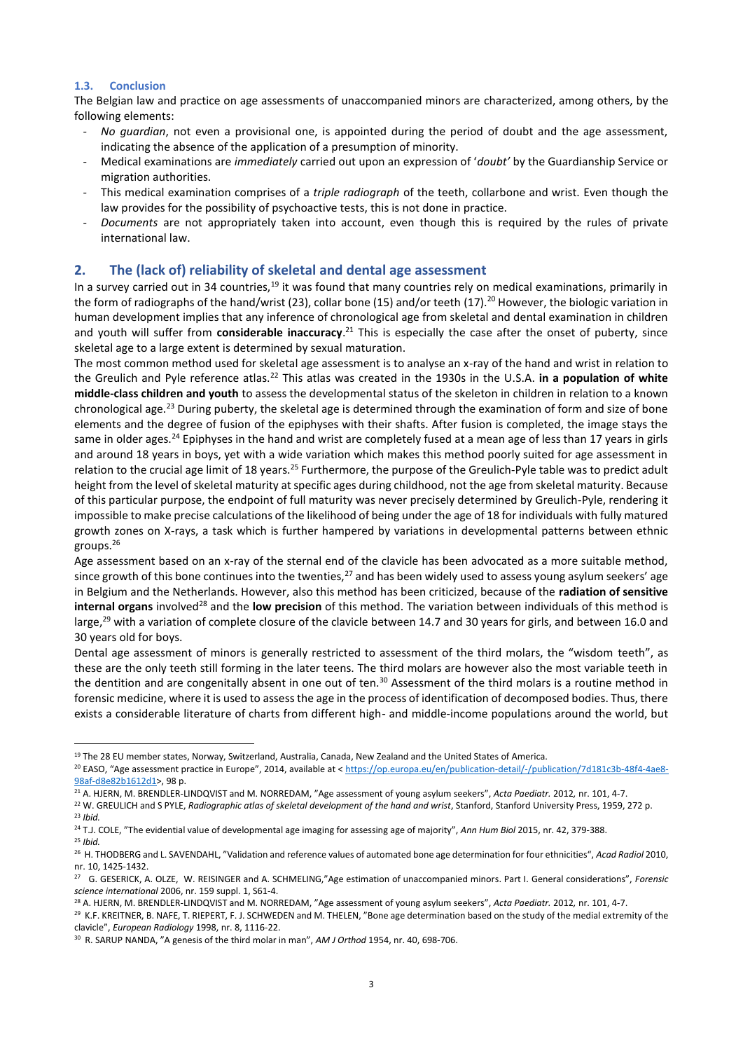### 1.3. Conclusion

The Belgian law and practice on age assessments of unaccompanied minors are characterized, among others, by the following elements:

- *No guardian*, not even a provisional one, is appointed during the period of doubt and the age assessment, indicating the absence of the application of a presumption of minority.
- Medical examinations are *immediately* carried out upon an expression of '*doubt'* by the Guardianship Service or migration authorities.
- This medical examination comprises of a *triple radiograph* of the teeth, collarbone and wrist. Even though the law provides for the possibility of psychoactive tests, this is not done in practice.
- *Documents* are not appropriately taken into account, even though this is required by the rules of private international law.

## 2. The (lack of) reliability of skeletal and dental age assessment

In a survey carried out in 34 countries,[19] it was found that many countries rely on medical examinations, primarily in the form of radiographs of the hand/wrist (23), collar bone (15) and/or teeth (17).[20] However, the biologic variation in human development implies that any inference of chronological age from skeletal and dental examination in children and youth will suffer from **considerable inaccuracy**.[21] This is especially the case after the onset of puberty, since skeletal age to a large extent is determined by sexual maturation.

The most common method used for skeletal age assessment is to analyse an x-ray of the hand and wrist in relation to the Greulich and Pyle reference atlas.[22] This atlas was created in the 1930s in the U.S.A. **in a population of white middle-class children and youth** to assess the developmental status of the skeleton in children in relation to a known chronological age.[23] During puberty, the skeletal age is determined through the examination of form and size of bone elements and the degree of fusion of the epiphyses with their shafts. After fusion is completed, the image stays the same in older ages.[24] Epiphyses in the hand and wrist are completely fused at a mean age of less than 17 years in girls and around 18 years in boys, yet with a wide variation which makes this method poorly suited for age assessment in relation to the crucial age limit of 18 years.[25] Furthermore, the purpose of the Greulich-Pyle table was to predict adult height from the level of skeletal maturity at specific ages during childhood, not the age from skeletal maturity. Because of this particular purpose, the endpoint of full maturity was never precisely determined by Greulich-Pyle, rendering it impossible to make precise calculations of the likelihood of being under the age of 18 for individuals with fully matured growth zones on X-rays, a task which is further hampered by variations in developmental patterns between ethnic groups.[26]

Age assessment based on an x-ray of the sternal end of the clavicle has been advocated as a more suitable method, since growth of this bone continues into the twenties,[27] and has been widely used to assess young asylum seekers' age in Belgium and the Netherlands. However, also this method has been criticized, because of the **radiation of sensitive internal organs** involved[28] and the **low precision** of this method. The variation between individuals of this method is large,[29] with a variation of complete closure of the clavicle between 14.7 and 30 years for girls, and between 16.0 and 30 years old for boys.

Dental age assessment of minors is generally restricted to assessment of the third molars, the "wisdom teeth", as these are the only teeth still forming in the later teens. The third molars are however also the most variable teeth in the dentition and are congenitally absent in one out of ten.[30] Assessment of the third molars is a routine method in forensic medicine, where it is used to assess the age in the process of identification of decomposed bodies. Thus, there exists a considerable literature of charts from different high- and middle-income populations around the world, but

---

[19] The 28 EU member states, Norway, Switzerland, Australia, Canada, New Zealand and the United States of America.

[20] EASO, "Age assessment practice in Europe", 2014, available at < https://op.europa.eu/en/publication-detail/-/publication/7d181c3b-48f4-4ae8-98af-d8e82b1612d1>, 98 p.

[21] A. HJERN, M. BRENDLER-LINDQVIST and M. NORREDAM, "Age assessment of young asylum seekers", *Acta Paediatr.* 2012*,* nr. 101, 4-7.

[22] W. GREULICH and S PYLE, *Radiographic atlas of skeletal development of the hand and wrist*, Stanford, Stanford University Press, 1959, 272 p.

[23] *Ibid.*

[24] T.J. COLE, "The evidential value of developmental age imaging for assessing age of majority", *Ann Hum Biol* 2015, nr. 42, 379-388.

[25] *Ibid.*

[26] H. THODBERG and L. SAVENDAHL, "Validation and reference values of automated bone age determination for four ethnicities", *Acad Radiol* 2010, nr. 10, 1425-1432.

[27] G. GESERICK, A. OLZE, W. REISINGER and A. SCHMELING,"Age estimation of unaccompanied minors. Part I. General considerations", *Forensic science international* 2006, nr. 159 suppl. 1, S61-4.

[28] A. HJERN, M. BRENDLER-LINDQVIST and M. NORREDAM, "Age assessment of young asylum seekers", *Acta Paediatr.* 2012*,* nr. 101, 4-7.

[29] K.F. KREITNER, B. NAFE, T. RIEPERT, F. J. SCHWEDEN and M. THELEN, "Bone age determination based on the study of the medial extremity of the clavicle", *European Radiology* 1998, nr. 8, 1116-22.

[30] R. SARUP NANDA, "A genesis of the third molar in man", *AM J Orthod* 1954, nr. 40, 698-706.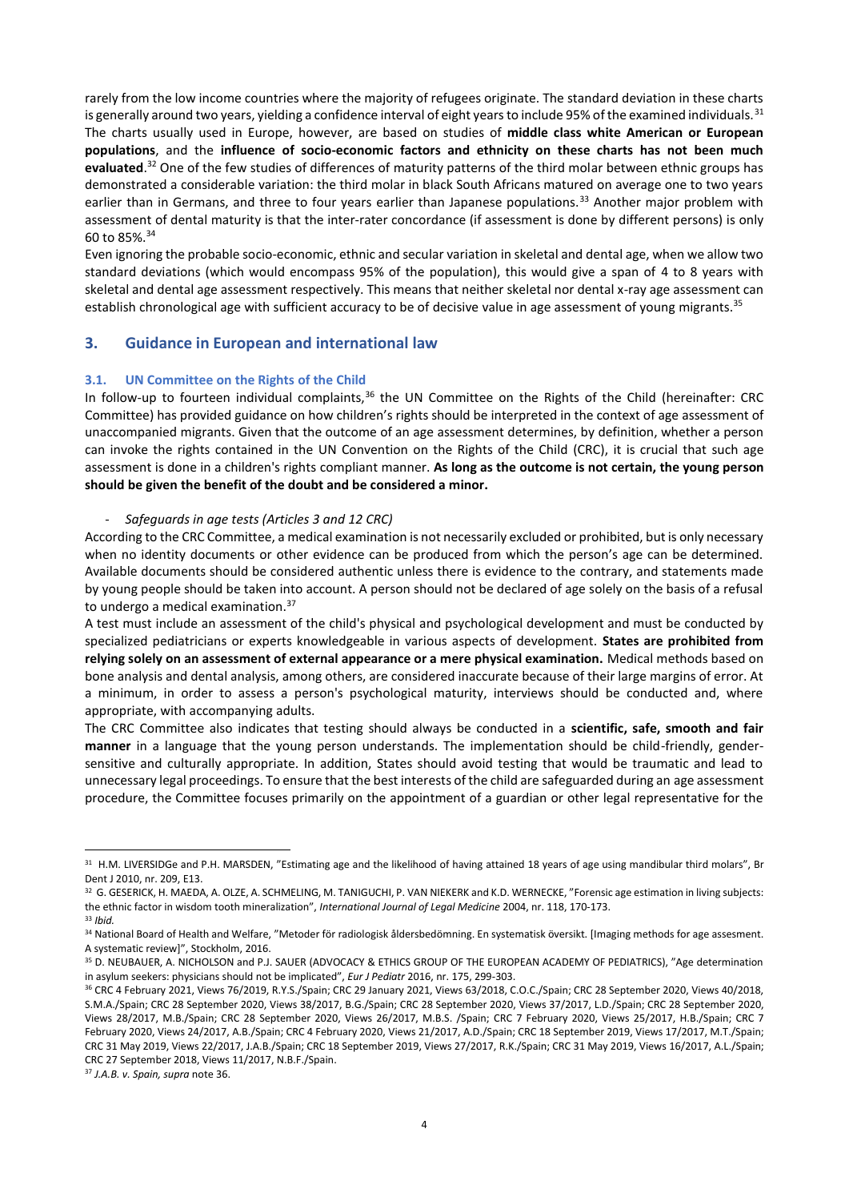rarely from the low income countries where the majority of refugees originate. The standard deviation in these charts is generally around two years, yielding a confidence interval of eight years to include 95% of the examined individuals.[31] The charts usually used in Europe, however, are based on studies of **middle class white American or European populations**, and the **influence of socio-economic factors and ethnicity on these charts has not been much evaluated**.[32] One of the few studies of differences of maturity patterns of the third molar between ethnic groups has demonstrated a considerable variation: the third molar in black South Africans matured on average one to two years earlier than in Germans, and three to four years earlier than Japanese populations.[33] Another major problem with assessment of dental maturity is that the inter-rater concordance (if assessment is done by different persons) is only 60 to 85%.[34]

Even ignoring the probable socio-economic, ethnic and secular variation in skeletal and dental age, when we allow two standard deviations (which would encompass 95% of the population), this would give a span of 4 to 8 years with skeletal and dental age assessment respectively. This means that neither skeletal nor dental x-ray age assessment can establish chronological age with sufficient accuracy to be of decisive value in age assessment of young migrants.[35]

## 3. Guidance in European and international law

### 3.1. UN Committee on the Rights of the Child

In follow-up to fourteen individual complaints,[36] the UN Committee on the Rights of the Child (hereinafter: CRC Committee) has provided guidance on how children's rights should be interpreted in the context of age assessment of unaccompanied migrants. Given that the outcome of an age assessment determines, by definition, whether a person can invoke the rights contained in the UN Convention on the Rights of the Child (CRC), it is crucial that such age assessment is done in a children's rights compliant manner. **As long as the outcome is not certain, the young person should be given the benefit of the doubt and be considered a minor.**

- *Safeguards in age tests (Articles 3 and 12 CRC)*

According to the CRC Committee, a medical examination is not necessarily excluded or prohibited, but is only necessary when no identity documents or other evidence can be produced from which the person's age can be determined. Available documents should be considered authentic unless there is evidence to the contrary, and statements made by young people should be taken into account. A person should not be declared of age solely on the basis of a refusal to undergo a medical examination.[37]

A test must include an assessment of the child's physical and psychological development and must be conducted by specialized pediatricians or experts knowledgeable in various aspects of development. **States are prohibited from relying solely on an assessment of external appearance or a mere physical examination.** Medical methods based on bone analysis and dental analysis, among others, are considered inaccurate because of their large margins of error. At a minimum, in order to assess a person's psychological maturity, interviews should be conducted and, where appropriate, with accompanying adults.

The CRC Committee also indicates that testing should always be conducted in a **scientific, safe, smooth and fair manner** in a language that the young person understands. The implementation should be child-friendly, gender-sensitive and culturally appropriate. In addition, States should avoid testing that would be traumatic and lead to unnecessary legal proceedings. To ensure that the best interests of the child are safeguarded during an age assessment procedure, the Committee focuses primarily on the appointment of a guardian or other legal representative for the

---

[31] H.M. LIVERSIDGe and P.H. MARSDEN, "Estimating age and the likelihood of having attained 18 years of age using mandibular third molars", Br Dent J 2010, nr. 209, E13.

[32] G. GESERICK, H. MAEDA, A. OLZE, A. SCHMELING, M. TANIGUCHI, P. VAN NIEKERK and K.D. WERNECKE, "Forensic age estimation in living subjects: the ethnic factor in wisdom tooth mineralization", *International Journal of Legal Medicine* 2004, nr. 118, 170-173.

[33] *Ibid.*

[34] National Board of Health and Welfare, "Metoder för radiologisk åldersbedömning. En systematisk översikt. [Imaging methods for age assesment. A systematic review]", Stockholm, 2016.

[35] D. NEUBAUER, A. NICHOLSON and P.J. SAUER (ADVOCACY & ETHICS GROUP OF THE EUROPEAN ACADEMY OF PEDIATRICS), "Age determination in asylum seekers: physicians should not be implicated", *Eur J Pediatr* 2016, nr. 175, 299-303.

[36] CRC 4 February 2021, Views 76/2019, R.Y.S./Spain; CRC 29 January 2021, Views 63/2018, C.O.C./Spain; CRC 28 September 2020, Views 40/2018, S.M.A./Spain; CRC 28 September 2020, Views 38/2017, B.G./Spain; CRC 28 September 2020, Views 37/2017, L.D./Spain; CRC 28 September 2020, Views 28/2017, M.B./Spain; CRC 28 September 2020, Views 26/2017, M.B.S. /Spain; CRC 7 February 2020, Views 25/2017, H.B./Spain; CRC 7 February 2020, Views 24/2017, A.B./Spain; CRC 4 February 2020, Views 21/2017, A.D./Spain; CRC 18 September 2019, Views 17/2017, M.T./Spain; CRC 31 May 2019, Views 22/2017, J.A.B./Spain; CRC 18 September 2019, Views 27/2017, R.K./Spain; CRC 31 May 2019, Views 16/2017, A.L./Spain; CRC 27 September 2018, Views 11/2017, N.B.F./Spain.

[37] *J.A.B. v. Spain, supra* note 36.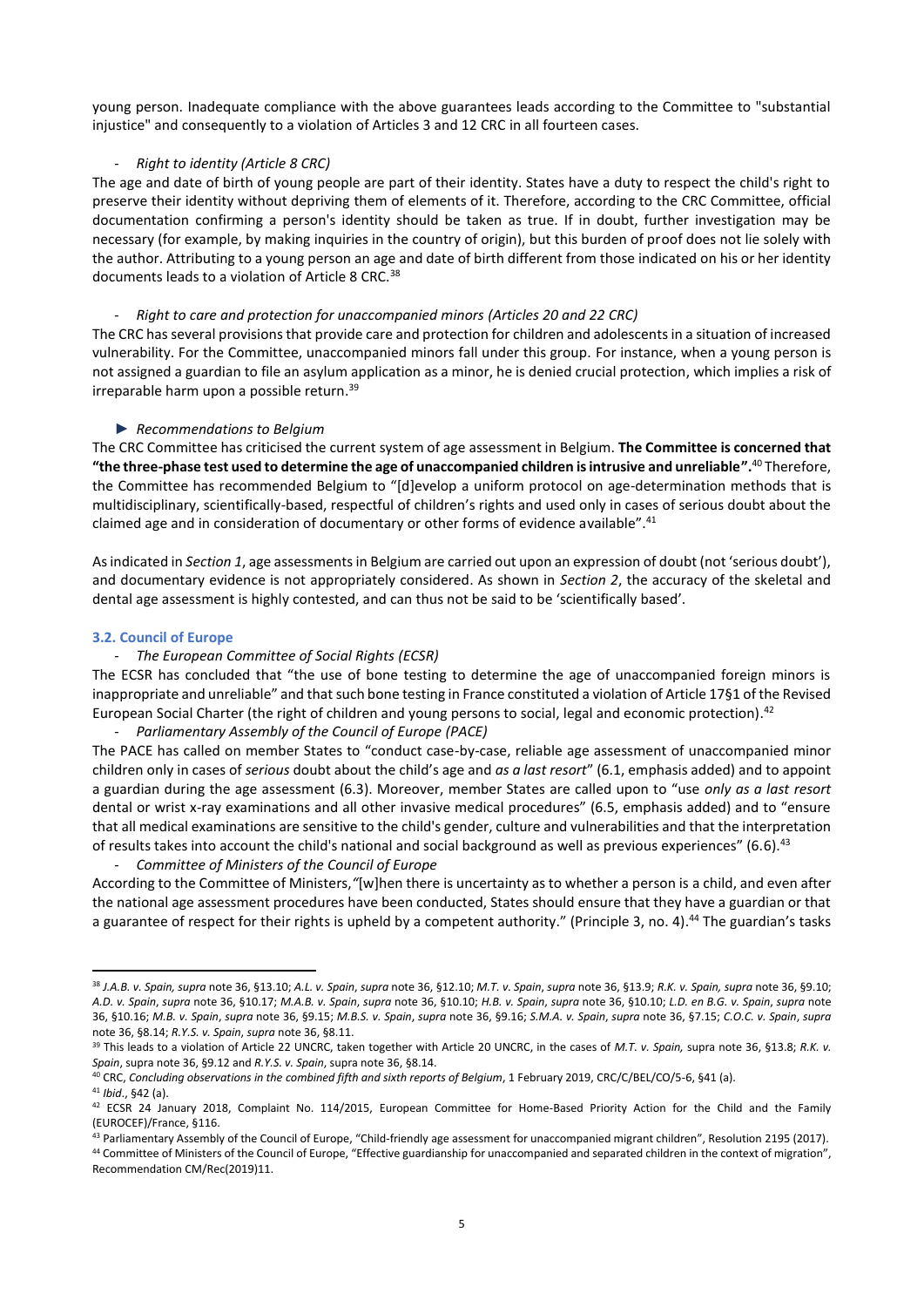young person. Inadequate compliance with the above guarantees leads according to the Committee to "substantial injustice" and consequently to a violation of Articles 3 and 12 CRC in all fourteen cases.

- *Right to identity (Article 8 CRC)*

The age and date of birth of young people are part of their identity. States have a duty to respect the child's right to preserve their identity without depriving them of elements of it. Therefore, according to the CRC Committee, official documentation confirming a person's identity should be taken as true. If in doubt, further investigation may be necessary (for example, by making inquiries in the country of origin), but this burden of proof does not lie solely with the author. Attributing to a young person an age and date of birth different from those indicated on his or her identity documents leads to a violation of Article 8 CRC.[38]

- *Right to care and protection for unaccompanied minors (Articles 20 and 22 CRC)*

The CRC has several provisions that provide care and protection for children and adolescents in a situation of increased vulnerability. For the Committee, unaccompanied minors fall under this group. For instance, when a young person is not assigned a guardian to file an asylum application as a minor, he is denied crucial protection, which implies a risk of irreparable harm upon a possible return.[39]

► *Recommendations to Belgium*

The CRC Committee has criticised the current system of age assessment in Belgium. **The Committee is concerned that "the three-phase test used to determine the age of unaccompanied children is intrusive and unreliable".**[40] Therefore, the Committee has recommended Belgium to "[d]evelop a uniform protocol on age-determination methods that is multidisciplinary, scientifically-based, respectful of children's rights and used only in cases of serious doubt about the claimed age and in consideration of documentary or other forms of evidence available".[41]

As indicated in *Section 1*, age assessments in Belgium are carried out upon an expression of doubt (not 'serious doubt'), and documentary evidence is not appropriately considered. As shown in *Section 2*, the accuracy of the skeletal and dental age assessment is highly contested, and can thus not be said to be 'scientifically based'.

### 3.2. Council of Europe

- *The European Committee of Social Rights (ECSR)*

The ECSR has concluded that "the use of bone testing to determine the age of unaccompanied foreign minors is inappropriate and unreliable" and that such bone testing in France constituted a violation of Article 17§1 of the Revised European Social Charter (the right of children and young persons to social, legal and economic protection).[42]

- *Parliamentary Assembly of the Council of Europe (PACE)*

The PACE has called on member States to "conduct case-by-case, reliable age assessment of unaccompanied minor children only in cases of *serious* doubt about the child's age and *as a last resort*" (6.1, emphasis added) and to appoint a guardian during the age assessment (6.3). Moreover, member States are called upon to "use *only as a last resort* dental or wrist x-ray examinations and all other invasive medical procedures" (6.5, emphasis added) and to "ensure that all medical examinations are sensitive to the child's gender, culture and vulnerabilities and that the interpretation of results takes into account the child's national and social background as well as previous experiences" (6.6).[43]

- *Committee of Ministers of the Council of Europe*

According to the Committee of Ministers, "[w]hen there is uncertainty as to whether a person is a child, and even after the national age assessment procedures have been conducted, States should ensure that they have a guardian or that a guarantee of respect for their rights is upheld by a competent authority." (Principle 3, no. 4).[44] The guardian's tasks

---

[38] *J.A.B. v. Spain, supra* note 36, §13.10; *A.L. v. Spain*, *supra* note 36, §12.10; *M.T. v. Spain*, *supra* note 36, §13.9; *R.K. v. Spain, supra* note 36, §9.10; *A.D. v. Spain*, *supra* note 36, §10.17; *M.A.B. v. Spain*, *supra* note 36, §10.10; *H.B. v. Spain*, *supra* note 36, §10.10; *L.D. en B.G. v. Spain*, *supra* note 36, §10.16; *M.B. v. Spain*, *supra* note 36, §9.15; *M.B.S. v. Spain*, *supra* note 36, §9.16; *S.M.A. v. Spain*, *supra* note 36, §7.15; *C.O.C. v. Spain*, *supra* note 36, §8.14; *R.Y.S. v. Spain*, *supra* note 36, §8.11.

[39] This leads to a violation of Article 22 UNCRC, taken together with Article 20 UNCRC, in the cases of *M.T. v. Spain,* supra note 36, §13.8; *R.K. v. Spain*, supra note 36, §9.12 and *R.Y.S. v. Spain*, supra note 36, §8.14.

[40] CRC, *Concluding observations in the combined fifth and sixth reports of Belgium*, 1 February 2019, CRC/C/BEL/CO/5-6, §41 (a).

[41] *Ibid*., §42 (a).

[42] ECSR 24 January 2018, Complaint No. 114/2015, European Committee for Home-Based Priority Action for the Child and the Family (EUROCEF)/France, §116.

[43] Parliamentary Assembly of the Council of Europe, "Child-friendly age assessment for unaccompanied migrant children", Resolution 2195 (2017).

[44] Committee of Ministers of the Council of Europe, "Effective guardianship for unaccompanied and separated children in the context of migration", Recommendation CM/Rec(2019)11.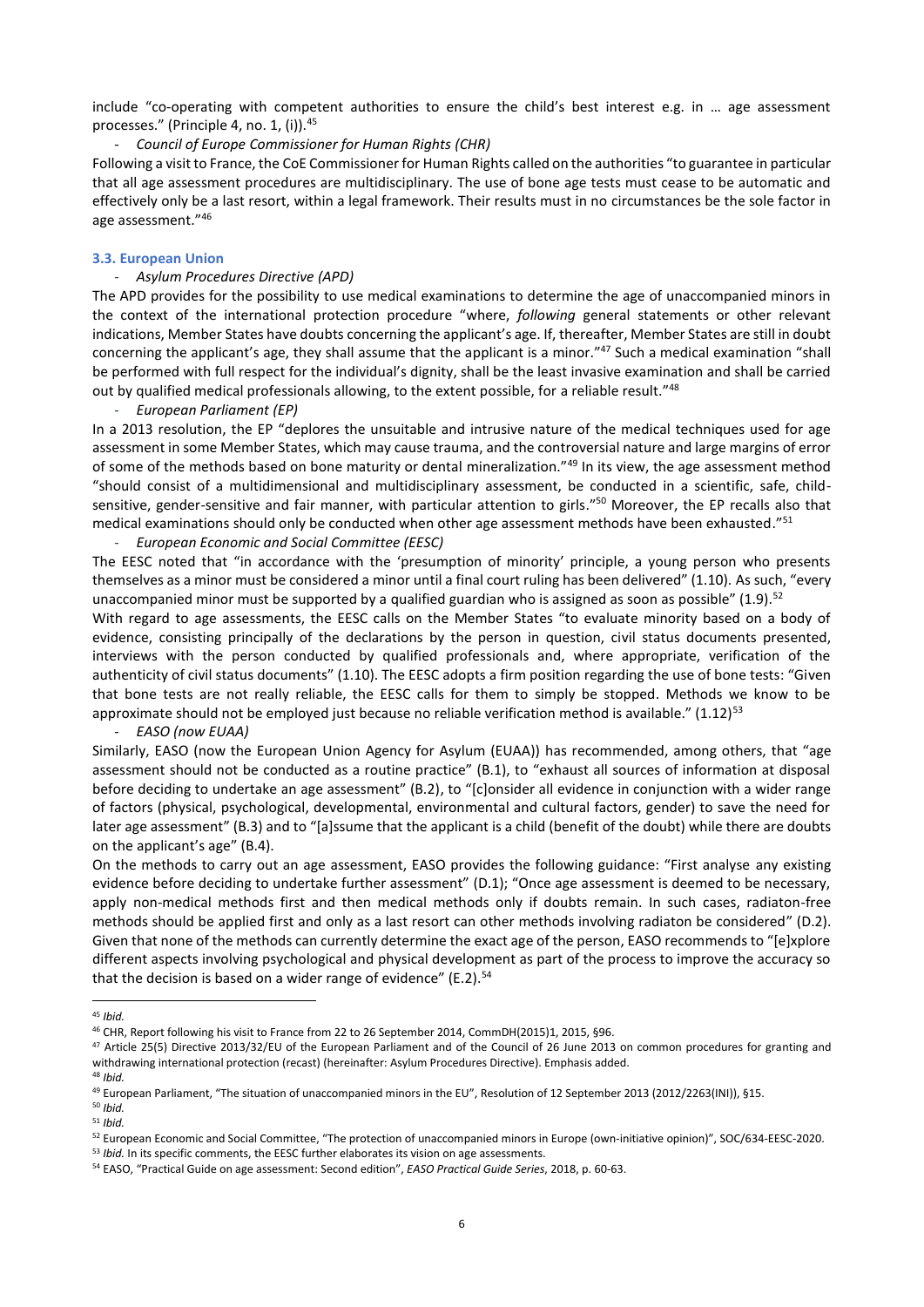include "co-operating with competent authorities to ensure the child's best interest e.g. in … age assessment processes." (Principle 4, no. 1, (i)).[45]

- *Council of Europe Commissioner for Human Rights (CHR)*

Following a visit to France, the CoE Commissioner for Human Rights called on the authorities "to guarantee in particular that all age assessment procedures are multidisciplinary. The use of bone age tests must cease to be automatic and effectively only be a last resort, within a legal framework. Their results must in no circumstances be the sole factor in age assessment."[46]

### 3.3. European Union

- *Asylum Procedures Directive (APD)*

The APD provides for the possibility to use medical examinations to determine the age of unaccompanied minors in the context of the international protection procedure "where, *following* general statements or other relevant indications, Member States have doubts concerning the applicant's age. If, thereafter, Member States are still in doubt concerning the applicant's age, they shall assume that the applicant is a minor."[47] Such a medical examination "shall be performed with full respect for the individual's dignity, shall be the least invasive examination and shall be carried out by qualified medical professionals allowing, to the extent possible, for a reliable result."[48]

- *European Parliament (EP)*

In a 2013 resolution, the EP "deplores the unsuitable and intrusive nature of the medical techniques used for age assessment in some Member States, which may cause trauma, and the controversial nature and large margins of error of some of the methods based on bone maturity or dental mineralization."[49] In its view, the age assessment method "should consist of a multidimensional and multidisciplinary assessment, be conducted in a scientific, safe, child-sensitive, gender-sensitive and fair manner, with particular attention to girls."[50] Moreover, the EP recalls also that medical examinations should only be conducted when other age assessment methods have been exhausted."[51]

- *European Economic and Social Committee (EESC)*

The EESC noted that "in accordance with the 'presumption of minority' principle, a young person who presents themselves as a minor must be considered a minor until a final court ruling has been delivered" (1.10). As such, "every unaccompanied minor must be supported by a qualified guardian who is assigned as soon as possible" (1.9).[52]

With regard to age assessments, the EESC calls on the Member States "to evaluate minority based on a body of evidence, consisting principally of the declarations by the person in question, civil status documents presented, interviews with the person conducted by qualified professionals and, where appropriate, verification of the authenticity of civil status documents" (1.10). The EESC adopts a firm position regarding the use of bone tests: "Given that bone tests are not really reliable, the EESC calls for them to simply be stopped. Methods we know to be approximate should not be employed just because no reliable verification method is available." (1.12)[53]

- *EASO (now EUAA)*

Similarly, EASO (now the European Union Agency for Asylum (EUAA)) has recommended, among others, that "age assessment should not be conducted as a routine practice" (B.1), to "exhaust all sources of information at disposal before deciding to undertake an age assessment" (B.2), to "[c]onsider all evidence in conjunction with a wider range of factors (physical, psychological, developmental, environmental and cultural factors, gender) to save the need for later age assessment" (B.3) and to "[a]ssume that the applicant is a child (benefit of the doubt) while there are doubts on the applicant's age" (B.4).

On the methods to carry out an age assessment, EASO provides the following guidance: "First analyse any existing evidence before deciding to undertake further assessment" (D.1); "Once age assessment is deemed to be necessary, apply non-medical methods first and then medical methods only if doubts remain. In such cases, radiaton-free methods should be applied first and only as a last resort can other methods involving radiaton be considered" (D.2). Given that none of the methods can currently determine the exact age of the person, EASO recommends to "[e]xplore different aspects involving psychological and physical development as part of the process to improve the accuracy so that the decision is based on a wider range of evidence" (E.2).[54]

---

[45] *Ibid.*

[46] CHR, Report following his visit to France from 22 to 26 September 2014, CommDH(2015)1, 2015, §96.

[47] Article 25(5) Directive 2013/32/EU of the European Parliament and of the Council of 26 June 2013 on common procedures for granting and withdrawing international protection (recast) (hereinafter: Asylum Procedures Directive). Emphasis added.

[48] *Ibid.*

[49] European Parliament, "The situation of unaccompanied minors in the EU", Resolution of 12 September 2013 (2012/2263(INI)), §15.

[50] *Ibid.*

[51] *Ibid.*

[52] European Economic and Social Committee, "The protection of unaccompanied minors in Europe (own-initiative opinion)", SOC/634-EESC-2020.

[53] *Ibid.* In its specific comments, the EESC further elaborates its vision on age assessments.

[54] EASO, "Practical Guide on age assessment: Second edition", *EASO Practical Guide Series*, 2018, p. 60-63.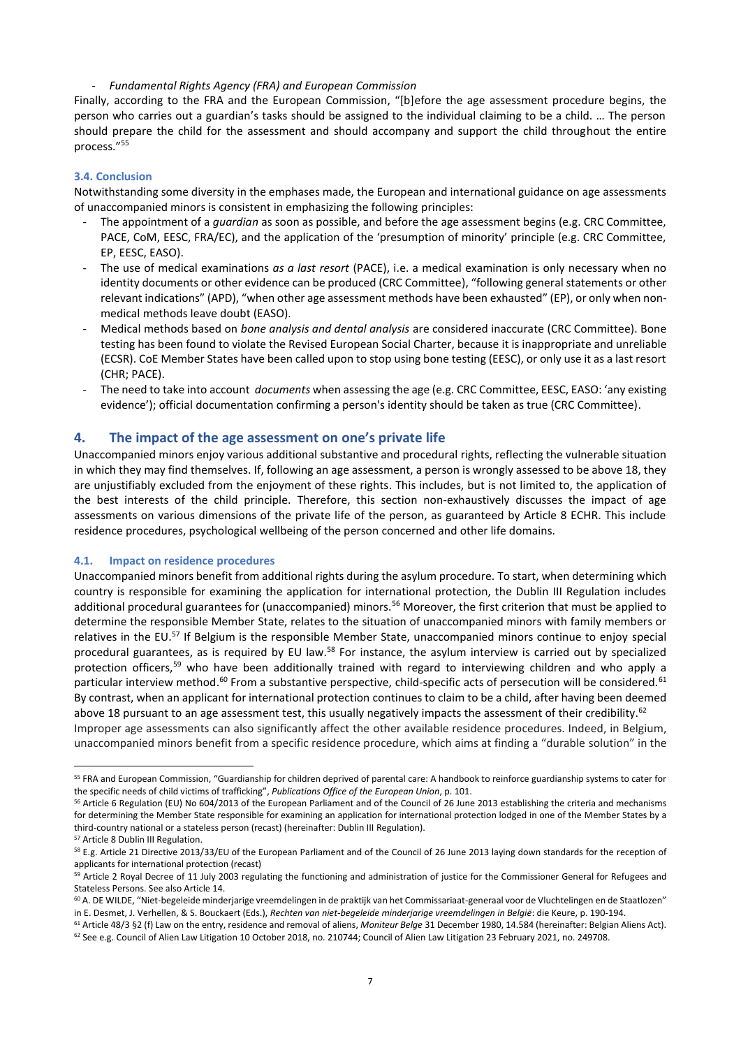- *Fundamental Rights Agency (FRA) and European Commission*

Finally, according to the FRA and the European Commission, "[b]efore the age assessment procedure begins, the person who carries out a guardian's tasks should be assigned to the individual claiming to be a child. … The person should prepare the child for the assessment and should accompany and support the child throughout the entire process."[55]

### 3.4. Conclusion

Notwithstanding some diversity in the emphases made, the European and international guidance on age assessments of unaccompanied minors is consistent in emphasizing the following principles:

- The appointment of a *guardian* as soon as possible, and before the age assessment begins (e.g. CRC Committee, PACE, CoM, EESC, FRA/EC), and the application of the 'presumption of minority' principle (e.g. CRC Committee, EP, EESC, EASO).
- The use of medical examinations *as a last resort* (PACE), i.e. a medical examination is only necessary when no identity documents or other evidence can be produced (CRC Committee), "following general statements or other relevant indications" (APD), "when other age assessment methods have been exhausted" (EP), or only when non-medical methods leave doubt (EASO).
- Medical methods based on *bone analysis and dental analysis* are considered inaccurate (CRC Committee). Bone testing has been found to violate the Revised European Social Charter, because it is inappropriate and unreliable (ECSR). CoE Member States have been called upon to stop using bone testing (EESC), or only use it as a last resort (CHR; PACE).
- The need to take into account *documents* when assessing the age (e.g. CRC Committee, EESC, EASO: 'any existing evidence'); official documentation confirming a person's identity should be taken as true (CRC Committee).

## 4. The impact of the age assessment on one's private life

Unaccompanied minors enjoy various additional substantive and procedural rights, reflecting the vulnerable situation in which they may find themselves. If, following an age assessment, a person is wrongly assessed to be above 18, they are unjustifiably excluded from the enjoyment of these rights. This includes, but is not limited to, the application of the best interests of the child principle. Therefore, this section non-exhaustively discusses the impact of age assessments on various dimensions of the private life of the person, as guaranteed by Article 8 ECHR. This include residence procedures, psychological wellbeing of the person concerned and other life domains.

### 4.1. Impact on residence procedures

Unaccompanied minors benefit from additional rights during the asylum procedure. To start, when determining which country is responsible for examining the application for international protection, the Dublin III Regulation includes additional procedural guarantees for (unaccompanied) minors.[56] Moreover, the first criterion that must be applied to determine the responsible Member State, relates to the situation of unaccompanied minors with family members or relatives in the EU.[57] If Belgium is the responsible Member State, unaccompanied minors continue to enjoy special procedural guarantees, as is required by EU law.[58] For instance, the asylum interview is carried out by specialized protection officers,[59] who have been additionally trained with regard to interviewing children and who apply a particular interview method.[60] From a substantive perspective, child-specific acts of persecution will be considered.[61] By contrast, when an applicant for international protection continues to claim to be a child, after having been deemed above 18 pursuant to an age assessment test, this usually negatively impacts the assessment of their credibility.[62]

Improper age assessments can also significantly affect the other available residence procedures. Indeed, in Belgium, unaccompanied minors benefit from a specific residence procedure, which aims at finding a "durable solution" in the

---

[55] FRA and European Commission, "Guardianship for children deprived of parental care: A handbook to reinforce guardianship systems to cater for the specific needs of child victims of trafficking", *Publications Office of the European Union*, p. 101.

[56] Article 6 Regulation (EU) No 604/2013 of the European Parliament and of the Council of 26 June 2013 establishing the criteria and mechanisms for determining the Member State responsible for examining an application for international protection lodged in one of the Member States by a third-country national or a stateless person (recast) (hereinafter: Dublin III Regulation).

[57] Article 8 Dublin III Regulation.

[58] E.g. Article 21 Directive 2013/33/EU of the European Parliament and of the Council of 26 June 2013 laying down standards for the reception of applicants for international protection (recast)

[59] Article 2 Royal Decree of 11 July 2003 regulating the functioning and administration of justice for the Commissioner General for Refugees and Stateless Persons. See also Article 14.

[60] A. DE WILDE, "Niet-begeleide minderjarige vreemdelingen in de praktijk van het Commissariaat-generaal voor de Vluchtelingen en de Staatlozen" in E. Desmet, J. Verhellen, & S. Bouckaert (Eds.), *Rechten van niet-begeleide minderjarige vreemdelingen in België*: die Keure, p. 190-194.

[61] Article 48/3 §2 (f) Law on the entry, residence and removal of aliens, *Moniteur Belge* 31 December 1980, 14.584 (hereinafter: Belgian Aliens Act).

[62] See e.g. Council of Alien Law Litigation 10 October 2018, no. 210744; Council of Alien Law Litigation 23 February 2021, no. 249708.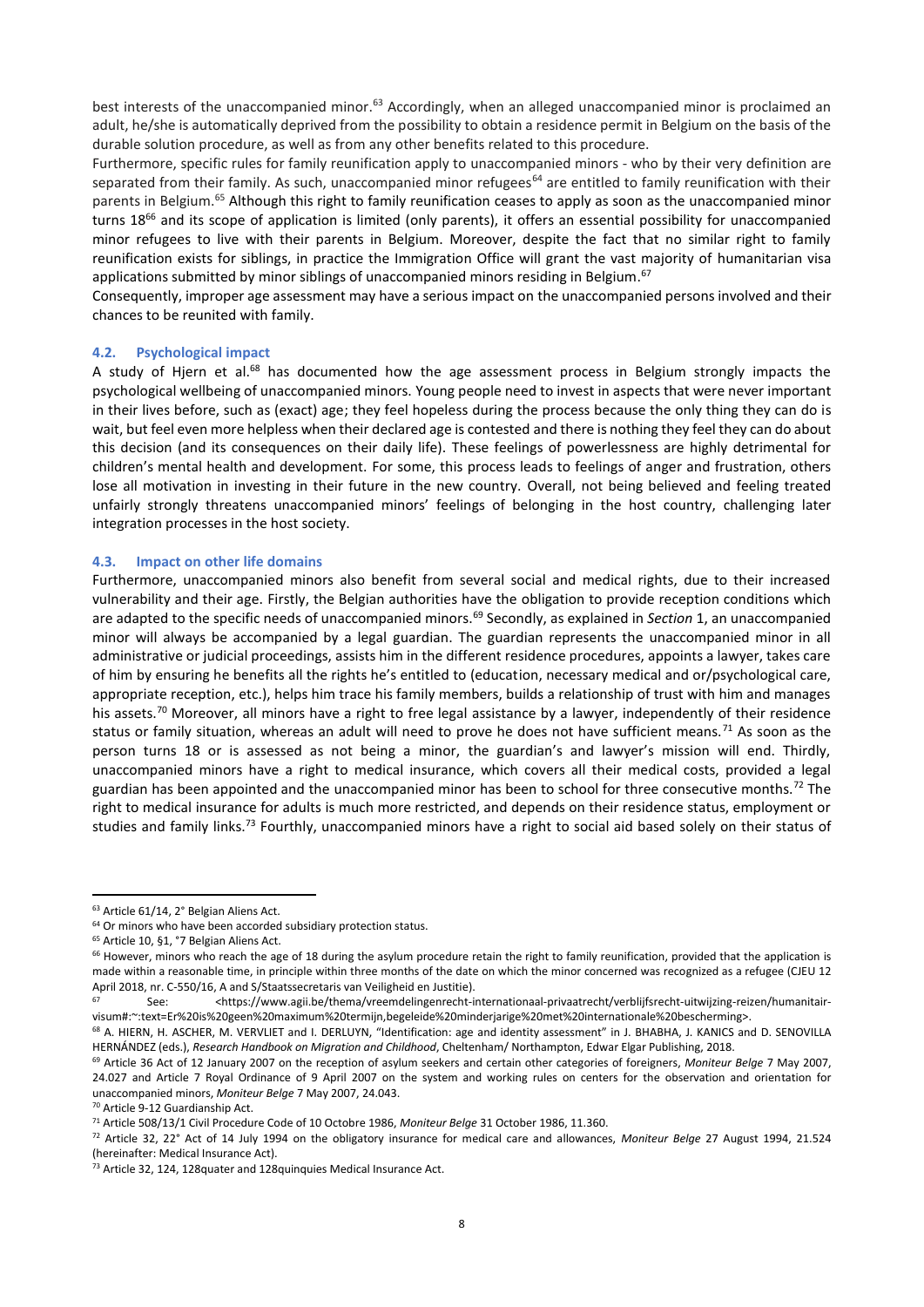best interests of the unaccompanied minor.[63] Accordingly, when an alleged unaccompanied minor is proclaimed an adult, he/she is automatically deprived from the possibility to obtain a residence permit in Belgium on the basis of the durable solution procedure, as well as from any other benefits related to this procedure.

Furthermore, specific rules for family reunification apply to unaccompanied minors - who by their very definition are separated from their family. As such, unaccompanied minor refugees[64] are entitled to family reunification with their parents in Belgium.[65] Although this right to family reunification ceases to apply as soon as the unaccompanied minor turns 18[66] and its scope of application is limited (only parents), it offers an essential possibility for unaccompanied minor refugees to live with their parents in Belgium. Moreover, despite the fact that no similar right to family reunification exists for siblings, in practice the Immigration Office will grant the vast majority of humanitarian visa applications submitted by minor siblings of unaccompanied minors residing in Belgium.[67]

Consequently, improper age assessment may have a serious impact on the unaccompanied persons involved and their chances to be reunited with family.

### 4.2. Psychological impact

A study of Hjern et al.[68] has documented how the age assessment process in Belgium strongly impacts the psychological wellbeing of unaccompanied minors. Young people need to invest in aspects that were never important in their lives before, such as (exact) age; they feel hopeless during the process because the only thing they can do is wait, but feel even more helpless when their declared age is contested and there is nothing they feel they can do about this decision (and its consequences on their daily life). These feelings of powerlessness are highly detrimental for children's mental health and development. For some, this process leads to feelings of anger and frustration, others lose all motivation in investing in their future in the new country. Overall, not being believed and feeling treated unfairly strongly threatens unaccompanied minors' feelings of belonging in the host country, challenging later integration processes in the host society.

### 4.3. Impact on other life domains

Furthermore, unaccompanied minors also benefit from several social and medical rights, due to their increased vulnerability and their age. Firstly, the Belgian authorities have the obligation to provide reception conditions which are adapted to the specific needs of unaccompanied minors.[69] Secondly, as explained in *Section* 1, an unaccompanied minor will always be accompanied by a legal guardian. The guardian represents the unaccompanied minor in all administrative or judicial proceedings, assists him in the different residence procedures, appoints a lawyer, takes care of him by ensuring he benefits all the rights he's entitled to (education, necessary medical and or/psychological care, appropriate reception, etc.), helps him trace his family members, builds a relationship of trust with him and manages his assets.[70] Moreover, all minors have a right to free legal assistance by a lawyer, independently of their residence status or family situation, whereas an adult will need to prove he does not have sufficient means.[71] As soon as the person turns 18 or is assessed as not being a minor, the guardian's and lawyer's mission will end. Thirdly, unaccompanied minors have a right to medical insurance, which covers all their medical costs, provided a legal guardian has been appointed and the unaccompanied minor has been to school for three consecutive months.[72] The right to medical insurance for adults is much more restricted, and depends on their residence status, employment or studies and family links.[73] Fourthly, unaccompanied minors have a right to social aid based solely on their status of

---

[63] Article 61/14, 2° Belgian Aliens Act.

[64] Or minors who have been accorded subsidiary protection status.

[65] Article 10, §1, °7 Belgian Aliens Act.

[66] However, minors who reach the age of 18 during the asylum procedure retain the right to family reunification, provided that the application is made within a reasonable time, in principle within three months of the date on which the minor concerned was recognized as a refugee (CJEU 12 April 2018, nr. C-550/16, A and S/Staatssecretaris van Veiligheid en Justitie).

[67] See: <https://www.agii.be/thema/vreemdelingenrecht-internationaal-privaatrecht/verblijfsrecht-uitwijzing-reizen/humanitair-visum#:~:text=Er%20is%20geen%20maximum%20termijn,begeleide%20minderjarige%20met%20internationale%20bescherming>.

[68] A. HIERN, H. ASCHER, M. VERVLIET and I. DERLUYN, "Identification: age and identity assessment" in J. BHABHA, J. KANICS and D. SENOVILLA HERNÁNDEZ (eds.), *Research Handbook on Migration and Childhood*, Cheltenham/ Northampton, Edwar Elgar Publishing, 2018.

[69] Article 36 Act of 12 January 2007 on the reception of asylum seekers and certain other categories of foreigners, *Moniteur Belge* 7 May 2007, 24.027 and Article 7 Royal Ordinance of 9 April 2007 on the system and working rules on centers for the observation and orientation for unaccompanied minors, *Moniteur Belge* 7 May 2007, 24.043.

[70] Article 9-12 Guardianship Act.

[71] Article 508/13/1 Civil Procedure Code of 10 Octobre 1986, *Moniteur Belge* 31 October 1986, 11.360.

[72] Article 32, 22° Act of 14 July 1994 on the obligatory insurance for medical care and allowances, *Moniteur Belge* 27 August 1994, 21.524 (hereinafter: Medical Insurance Act).

[73] Article 32, 124, 128quater and 128quinquies Medical Insurance Act.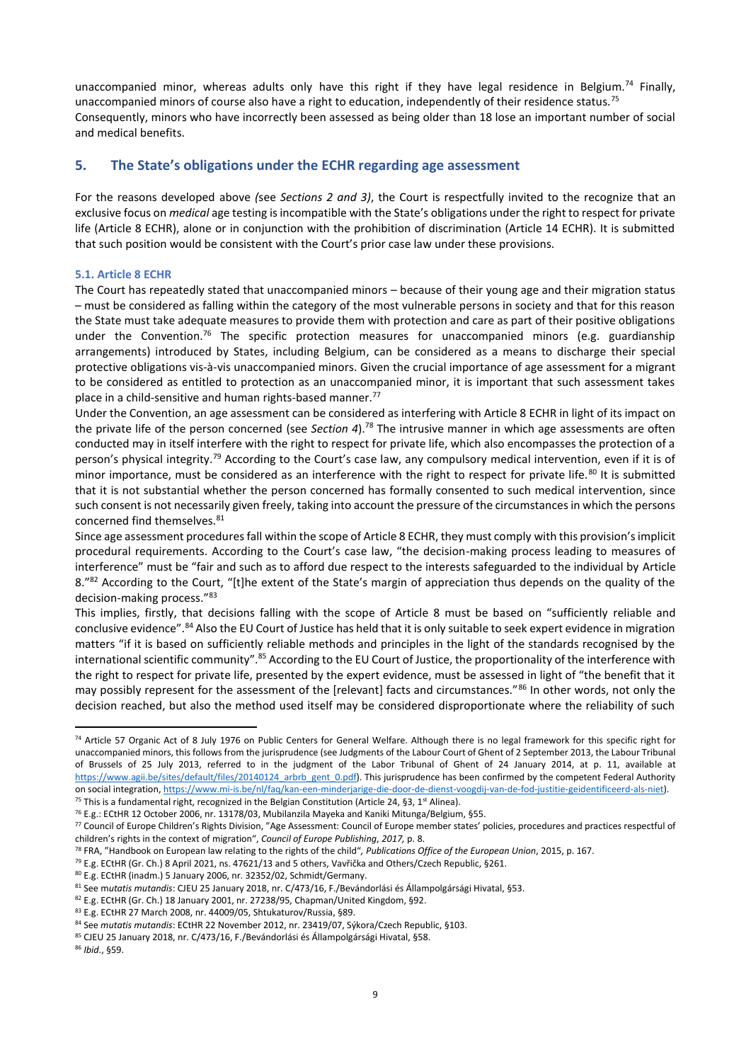unaccompanied minor, whereas adults only have this right if they have legal residence in Belgium.[74] Finally, unaccompanied minors of course also have a right to education, independently of their residence status.[75]
Consequently, minors who have incorrectly been assessed as being older than 18 lose an important number of social and medical benefits.

## 5. The State's obligations under the ECHR regarding age assessment

For the reasons developed above *(*see *Sections 2 and 3)*, the Court is respectfully invited to the recognize that an exclusive focus on *medical* age testing is incompatible with the State's obligations under the right to respect for private life (Article 8 ECHR), alone or in conjunction with the prohibition of discrimination (Article 14 ECHR). It is submitted that such position would be consistent with the Court's prior case law under these provisions.

### 5.1. Article 8 ECHR

The Court has repeatedly stated that unaccompanied minors – because of their young age and their migration status – must be considered as falling within the category of the most vulnerable persons in society and that for this reason the State must take adequate measures to provide them with protection and care as part of their positive obligations under the Convention.[76] The specific protection measures for unaccompanied minors (e.g. guardianship arrangements) introduced by States, including Belgium, can be considered as a means to discharge their special protective obligations vis-à-vis unaccompanied minors. Given the crucial importance of age assessment for a migrant to be considered as entitled to protection as an unaccompanied minor, it is important that such assessment takes place in a child-sensitive and human rights-based manner.[77]

Under the Convention, an age assessment can be considered as interfering with Article 8 ECHR in light of its impact on the private life of the person concerned (see *Section 4*).[78] The intrusive manner in which age assessments are often conducted may in itself interfere with the right to respect for private life, which also encompasses the protection of a person's physical integrity.[79] According to the Court's case law, any compulsory medical intervention, even if it is of minor importance, must be considered as an interference with the right to respect for private life.[80] It is submitted that it is not substantial whether the person concerned has formally consented to such medical intervention, since such consent is not necessarily given freely, taking into account the pressure of the circumstances in which the persons concerned find themselves.[81]

Since age assessment procedures fall within the scope of Article 8 ECHR, they must comply with this provision's implicit procedural requirements. According to the Court's case law, "the decision-making process leading to measures of interference" must be "fair and such as to afford due respect to the interests safeguarded to the individual by Article 8."[82] According to the Court, "[t]he extent of the State's margin of appreciation thus depends on the quality of the decision-making process."[83]

This implies, firstly, that decisions falling with the scope of Article 8 must be based on "sufficiently reliable and conclusive evidence".[84] Also the EU Court of Justice has held that it is only suitable to seek expert evidence in migration matters "if it is based on sufficiently reliable methods and principles in the light of the standards recognised by the international scientific community".[85] According to the EU Court of Justice, the proportionality of the interference with the right to respect for private life, presented by the expert evidence, must be assessed in light of "the benefit that it may possibly represent for the assessment of the [relevant] facts and circumstances."[86] In other words, not only the decision reached, but also the method used itself may be considered disproportionate where the reliability of such

---

[74] Article 57 Organic Act of 8 July 1976 on Public Centers for General Welfare. Although there is no legal framework for this specific right for unaccompanied minors, this follows from the jurisprudence (see Judgments of the Labour Court of Ghent of 2 September 2013, the Labour Tribunal of Brussels of 25 July 2013, referred to in the judgment of the Labor Tribunal of Ghent of 24 January 2014, at p. 11, available at https://www.agii.be/sites/default/files/20140124_arbrb_gent_0.pdf). This jurisprudence has been confirmed by the competent Federal Authority on social integration, https://www.mi-is.be/nl/faq/kan-een-minderjarige-die-door-de-dienst-voogdij-van-de-fod-justitie-geidentificeerd-als-niet).

[75] This is a fundamental right, recognized in the Belgian Constitution (Article 24, §3, 1st Alinea).

[76] E.g.: ECtHR 12 October 2006, nr. 13178/03, Mubilanzila Mayeka and Kaniki Mitunga/Belgium, §55.

[77] Council of Europe Children's Rights Division, "Age Assessment: Council of Europe member states' policies, procedures and practices respectful of children's rights in the context of migration", *Council of Europe Publishing*, *2017,* p. 8.

[78] FRA, "Handbook on European law relating to the rights of the child"*, Publications Office of the European Union*, 2015, p. 167.

[79] E.g. ECtHR (Gr. Ch.) 8 April 2021, ns. 47621/13 and 5 others, Vavřička and Others/Czech Republic, §261.

[80] E.g. ECtHR (inadm.) 5 January 2006, nr. 32352/02, Schmidt/Germany.

[81] See m*utatis mutandis*: CJEU 25 January 2018, nr. C/473/16, F./Bevándorlási és Állampolgársági Hivatal, §53.

[82] E.g. ECtHR (Gr. Ch.) 18 January 2001, nr. 27238/95, Chapman/United Kingdom, §92.

[83] E.g. ECtHR 27 March 2008, nr. 44009/05, Shtukaturov/Russia, §89.

[84] See *mutatis mutandis*: ECtHR 22 November 2012, nr. 23419/07, Sýkora/Czech Republic, §103.

[85] CJEU 25 January 2018, nr. C/473/16, F./Bevándorlási és Állampolgársági Hivatal, §58.

[86] *Ibid.*, §59.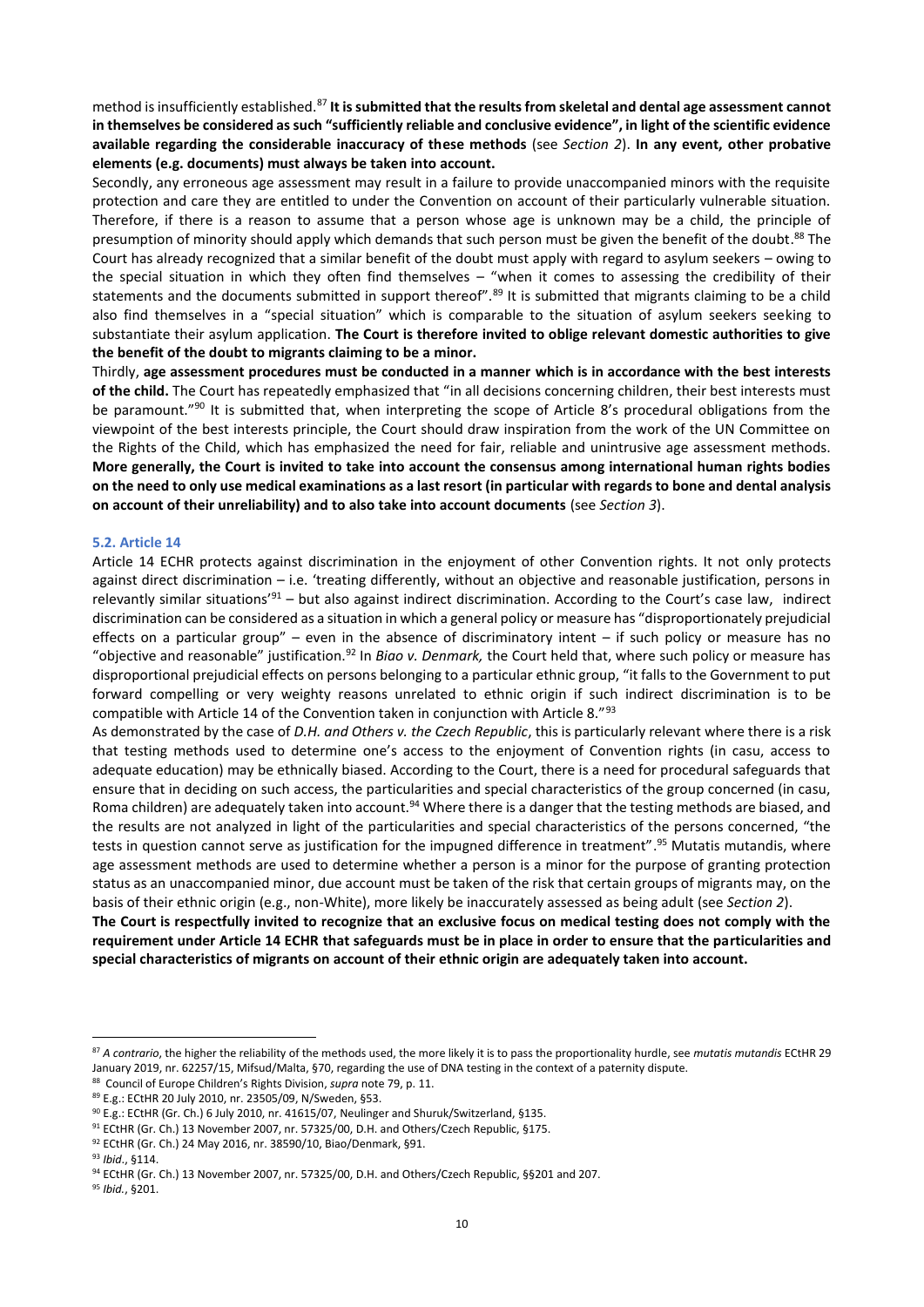method is insufficiently established.[87] **It is submitted that the results from skeletal and dental age assessment cannot in themselves be considered as such "sufficiently reliable and conclusive evidence", in light of the scientific evidence available regarding the considerable inaccuracy of these methods** (see *Section 2*). **In any event, other probative elements (e.g. documents) must always be taken into account.**

Secondly, any erroneous age assessment may result in a failure to provide unaccompanied minors with the requisite protection and care they are entitled to under the Convention on account of their particularly vulnerable situation. Therefore, if there is a reason to assume that a person whose age is unknown may be a child, the principle of presumption of minority should apply which demands that such person must be given the benefit of the doubt.[88] The Court has already recognized that a similar benefit of the doubt must apply with regard to asylum seekers – owing to the special situation in which they often find themselves – "when it comes to assessing the credibility of their statements and the documents submitted in support thereof".[89] It is submitted that migrants claiming to be a child also find themselves in a "special situation" which is comparable to the situation of asylum seekers seeking to substantiate their asylum application. **The Court is therefore invited to oblige relevant domestic authorities to give the benefit of the doubt to migrants claiming to be a minor.**

Thirdly, **age assessment procedures must be conducted in a manner which is in accordance with the best interests of the child.** The Court has repeatedly emphasized that "in all decisions concerning children, their best interests must be paramount."[90] It is submitted that, when interpreting the scope of Article 8's procedural obligations from the viewpoint of the best interests principle, the Court should draw inspiration from the work of the UN Committee on the Rights of the Child, which has emphasized the need for fair, reliable and unintrusive age assessment methods. **More generally, the Court is invited to take into account the consensus among international human rights bodies on the need to only use medical examinations as a last resort (in particular with regards to bone and dental analysis on account of their unreliability) and to also take into account documents** (see *Section 3*).

### 5.2. Article 14

Article 14 ECHR protects against discrimination in the enjoyment of other Convention rights. It not only protects against direct discrimination – i.e. 'treating differently, without an objective and reasonable justification, persons in relevantly similar situations'[91] – but also against indirect discrimination. According to the Court's case law, indirect discrimination can be considered as a situation in which a general policy or measure has "disproportionately prejudicial effects on a particular group" – even in the absence of discriminatory intent – if such policy or measure has no "objective and reasonable" justification.[92] In *Biao v. Denmark,* the Court held that, where such policy or measure has disproportional prejudicial effects on persons belonging to a particular ethnic group, "it falls to the Government to put forward compelling or very weighty reasons unrelated to ethnic origin if such indirect discrimination is to be compatible with Article 14 of the Convention taken in conjunction with Article 8."[93]

As demonstrated by the case of *D.H. and Others v. the Czech Republic*, this is particularly relevant where there is a risk that testing methods used to determine one's access to the enjoyment of Convention rights (in casu, access to adequate education) may be ethnically biased. According to the Court, there is a need for procedural safeguards that ensure that in deciding on such access, the particularities and special characteristics of the group concerned (in casu, Roma children) are adequately taken into account.[94] Where there is a danger that the testing methods are biased, and the results are not analyzed in light of the particularities and special characteristics of the persons concerned, "the tests in question cannot serve as justification for the impugned difference in treatment".[95] Mutatis mutandis, where age assessment methods are used to determine whether a person is a minor for the purpose of granting protection status as an unaccompanied minor, due account must be taken of the risk that certain groups of migrants may, on the basis of their ethnic origin (e.g., non-White), more likely be inaccurately assessed as being adult (see *Section 2*).

**The Court is respectfully invited to recognize that an exclusive focus on medical testing does not comply with the requirement under Article 14 ECHR that safeguards must be in place in order to ensure that the particularities and special characteristics of migrants on account of their ethnic origin are adequately taken into account.**

---

[87] *A contrario*, the higher the reliability of the methods used, the more likely it is to pass the proportionality hurdle, see *mutatis mutandis* ECtHR 29 January 2019, nr. 62257/15, Mifsud/Malta, §70, regarding the use of DNA testing in the context of a paternity dispute.

[88] Council of Europe Children's Rights Division, *supra* note 79, p. 11.

[89] E.g.: ECtHR 20 July 2010, nr. 23505/09, N/Sweden, §53.

[90] E.g.: ECtHR (Gr. Ch.) 6 July 2010, nr. 41615/07, Neulinger and Shuruk/Switzerland, §135.

[91] ECtHR (Gr. Ch.) 13 November 2007, nr. 57325/00, D.H. and Others/Czech Republic, §175.

[92] ECtHR (Gr. Ch.) 24 May 2016, nr. 38590/10, Biao/Denmark, §91.

[93] *Ibid*., §114.

[94] ECtHR (Gr. Ch.) 13 November 2007, nr. 57325/00, D.H. and Others/Czech Republic, §§201 and 207.

[95] *Ibid.*, §201.